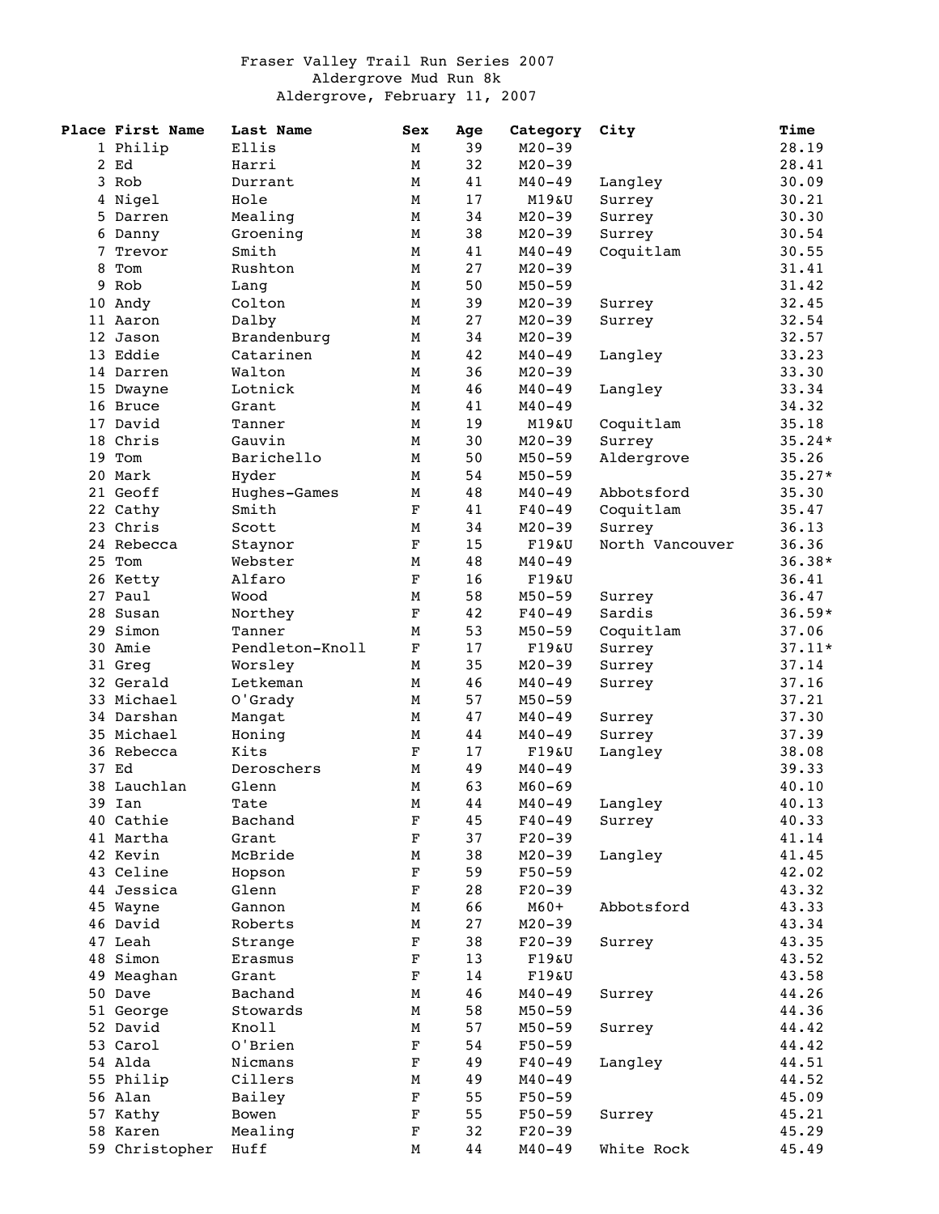# Fraser Valley Trail Run Series 2007

## Aldergrove Mud Run 8k

Aldergrove, February 11, 2007

| Place | First Name | Last Name | Sex | Age | Category | City | Time |
|---|---|---|---|---|---|---|---|
| 1 | Philip | Ellis | M | 39 | M20-39 | | 28.19 |
| 2 | Ed | Harri | M | 32 | M20-39 | | 28.41 |
| 3 | Rob | Durrant | M | 41 | M40-49 | Langley | 30.09 |
| 4 | Nigel | Hole | M | 17 | M19&U | Surrey | 30.21 |
| 5 | Darren | Mealing | M | 34 | M20-39 | Surrey | 30.30 |
| 6 | Danny | Groening | M | 38 | M20-39 | Surrey | 30.54 |
| 7 | Trevor | Smith | M | 41 | M40-49 | Coquitlam | 30.55 |
| 8 | Tom | Rushton | M | 27 | M20-39 | | 31.41 |
| 9 | Rob | Lang | M | 50 | M50-59 | | 31.42 |
| 10 | Andy | Colton | M | 39 | M20-39 | Surrey | 32.45 |
| 11 | Aaron | Dalby | M | 27 | M20-39 | Surrey | 32.54 |
| 12 | Jason | Brandenburg | M | 34 | M20-39 | | 32.57 |
| 13 | Eddie | Catarinen | M | 42 | M40-49 | Langley | 33.23 |
| 14 | Darren | Walton | M | 36 | M20-39 | | 33.30 |
| 15 | Dwayne | Lotnick | M | 46 | M40-49 | Langley | 33.34 |
| 16 | Bruce | Grant | M | 41 | M40-49 | | 34.32 |
| 17 | David | Tanner | M | 19 | M19&U | Coquitlam | 35.18 |
| 18 | Chris | Gauvin | M | 30 | M20-39 | Surrey | 35.24* |
| 19 | Tom | Barichello | M | 50 | M50-59 | Aldergrove | 35.26 |
| 20 | Mark | Hyder | M | 54 | M50-59 | | 35.27* |
| 21 | Geoff | Hughes-Games | M | 48 | M40-49 | Abbotsford | 35.30 |
| 22 | Cathy | Smith | F | 41 | F40-49 | Coquitlam | 35.47 |
| 23 | Chris | Scott | M | 34 | M20-39 | Surrey | 36.13 |
| 24 | Rebecca | Staynor | F | 15 | F19&U | North Vancouver | 36.36 |
| 25 | Tom | Webster | M | 48 | M40-49 | | 36.38* |
| 26 | Ketty | Alfaro | F | 16 | F19&U | | 36.41 |
| 27 | Paul | Wood | M | 58 | M50-59 | Surrey | 36.47 |
| 28 | Susan | Northey | F | 42 | F40-49 | Sardis | 36.59* |
| 29 | Simon | Tanner | M | 53 | M50-59 | Coquitlam | 37.06 |
| 30 | Amie | Pendleton-Knoll | F | 17 | F19&U | Surrey | 37.11* |
| 31 | Greg | Worsley | M | 35 | M20-39 | Surrey | 37.14 |
| 32 | Gerald | Letkeman | M | 46 | M40-49 | Surrey | 37.16 |
| 33 | Michael | O'Grady | M | 57 | M50-59 | | 37.21 |
| 34 | Darshan | Mangat | M | 47 | M40-49 | Surrey | 37.30 |
| 35 | Michael | Honing | M | 44 | M40-49 | Surrey | 37.39 |
| 36 | Rebecca | Kits | F | 17 | F19&U | Langley | 38.08 |
| 37 | Ed | Deroschers | M | 49 | M40-49 | | 39.33 |
| 38 | Lauchlan | Glenn | M | 63 | M60-69 | | 40.10 |
| 39 | Ian | Tate | M | 44 | M40-49 | Langley | 40.13 |
| 40 | Cathie | Bachand | F | 45 | F40-49 | Surrey | 40.33 |
| 41 | Martha | Grant | F | 37 | F20-39 | | 41.14 |
| 42 | Kevin | McBride | M | 38 | M20-39 | Langley | 41.45 |
| 43 | Celine | Hopson | F | 59 | F50-59 | | 42.02 |
| 44 | Jessica | Glenn | F | 28 | F20-39 | | 43.32 |
| 45 | Wayne | Gannon | M | 66 | M60+ | Abbotsford | 43.33 |
| 46 | David | Roberts | M | 27 | M20-39 | | 43.34 |
| 47 | Leah | Strange | F | 38 | F20-39 | Surrey | 43.35 |
| 48 | Simon | Erasmus | F | 13 | F19&U | | 43.52 |
| 49 | Meaghan | Grant | F | 14 | F19&U | | 43.58 |
| 50 | Dave | Bachand | M | 46 | M40-49 | Surrey | 44.26 |
| 51 | George | Stowards | M | 58 | M50-59 | | 44.36 |
| 52 | David | Knoll | M | 57 | M50-59 | Surrey | 44.42 |
| 53 | Carol | O'Brien | F | 54 | F50-59 | | 44.42 |
| 54 | Alda | Nicmans | F | 49 | F40-49 | Langley | 44.51 |
| 55 | Philip | Cillers | M | 49 | M40-49 | | 44.52 |
| 56 | Alan | Bailey | F | 55 | F50-59 | | 45.09 |
| 57 | Kathy | Bowen | F | 55 | F50-59 | Surrey | 45.21 |
| 58 | Karen | Mealing | F | 32 | F20-39 | | 45.29 |
| 59 | Christopher | Huff | M | 44 | M40-49 | White Rock | 45.49 |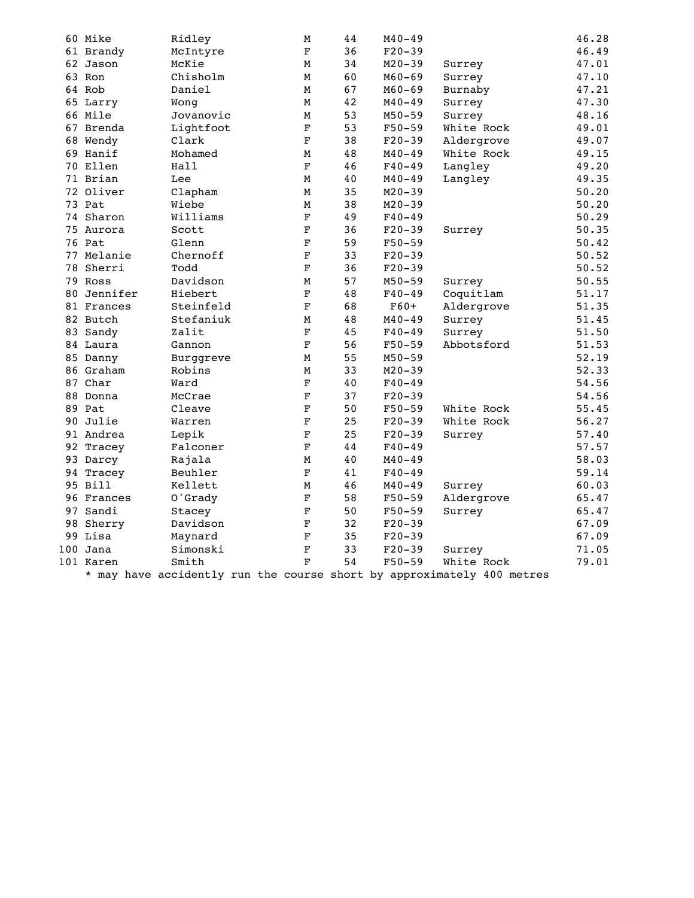| | | | | | | | |
|---|---|---|---|---|---|---|---|
| 60 | Mike | Ridley | M | 44 | M40-49 | | 46.28 |
| 61 | Brandy | McIntyre | F | 36 | F20-39 | | 46.49 |
| 62 | Jason | McKie | M | 34 | M20-39 | Surrey | 47.01 |
| 63 | Ron | Chisholm | M | 60 | M60-69 | Surrey | 47.10 |
| 64 | Rob | Daniel | M | 67 | M60-69 | Burnaby | 47.21 |
| 65 | Larry | Wong | M | 42 | M40-49 | Surrey | 47.30 |
| 66 | Mile | Jovanovic | M | 53 | M50-59 | Surrey | 48.16 |
| 67 | Brenda | Lightfoot | F | 53 | F50-59 | White Rock | 49.01 |
| 68 | Wendy | Clark | F | 38 | F20-39 | Aldergrove | 49.07 |
| 69 | Hanif | Mohamed | M | 48 | M40-49 | White Rock | 49.15 |
| 70 | Ellen | Hall | F | 46 | F40-49 | Langley | 49.20 |
| 71 | Brian | Lee | M | 40 | M40-49 | Langley | 49.35 |
| 72 | Oliver | Clapham | M | 35 | M20-39 | | 50.20 |
| 73 | Pat | Wiebe | M | 38 | M20-39 | | 50.20 |
| 74 | Sharon | Williams | F | 49 | F40-49 | | 50.29 |
| 75 | Aurora | Scott | F | 36 | F20-39 | Surrey | 50.35 |
| 76 | Pat | Glenn | F | 59 | F50-59 | | 50.42 |
| 77 | Melanie | Chernoff | F | 33 | F20-39 | | 50.52 |
| 78 | Sherri | Todd | F | 36 | F20-39 | | 50.52 |
| 79 | Ross | Davidson | M | 57 | M50-59 | Surrey | 50.55 |
| 80 | Jennifer | Hiebert | F | 48 | F40-49 | Coquitlam | 51.17 |
| 81 | Frances | Steinfeld | F | 68 | F60+ | Aldergrove | 51.35 |
| 82 | Butch | Stefaniuk | M | 48 | M40-49 | Surrey | 51.45 |
| 83 | Sandy | Zalit | F | 45 | F40-49 | Surrey | 51.50 |
| 84 | Laura | Gannon | F | 56 | F50-59 | Abbotsford | 51.53 |
| 85 | Danny | Burggreve | M | 55 | M50-59 | | 52.19 |
| 86 | Graham | Robins | M | 33 | M20-39 | | 52.33 |
| 87 | Char | Ward | F | 40 | F40-49 | | 54.56 |
| 88 | Donna | McCrae | F | 37 | F20-39 | | 54.56 |
| 89 | Pat | Cleave | F | 50 | F50-59 | White Rock | 55.45 |
| 90 | Julie | Warren | F | 25 | F20-39 | White Rock | 56.27 |
| 91 | Andrea | Lepik | F | 25 | F20-39 | Surrey | 57.40 |
| 92 | Tracey | Falconer | F | 44 | F40-49 | | 57.57 |
| 93 | Darcy | Rajala | M | 40 | M40-49 | | 58.03 |
| 94 | Tracey | Beuhler | F | 41 | F40-49 | | 59.14 |
| 95 | Bill | Kellett | M | 46 | M40-49 | Surrey | 60.03 |
| 96 | Frances | O'Grady | F | 58 | F50-59 | Aldergrove | 65.47 |
| 97 | Sandi | Stacey | F | 50 | F50-59 | Surrey | 65.47 |
| 98 | Sherry | Davidson | F | 32 | F20-39 | | 67.09 |
| 99 | Lisa | Maynard | F | 35 | F20-39 | | 67.09 |
| 100 | Jana | Simonski | F | 33 | F20-39 | Surrey | 71.05 |
| 101 | Karen | Smith | F | 54 | F50-59 | White Rock | 79.01 |

* may have accidently run the course short by approximately 400 metres